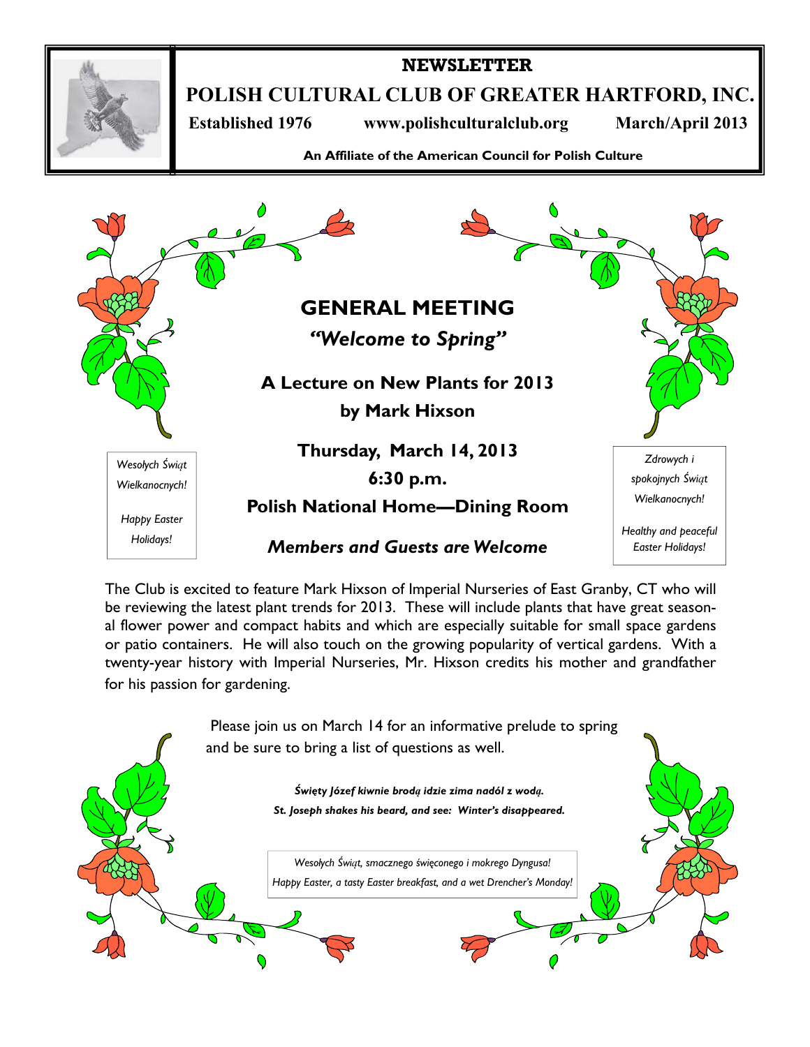# NEWSLETTER

# POLISH CULTURAL CLUB OF GREATER HARTFORD, INC.

**Established 1976** **www.polishculturalclub.org** **March/April 2013**

**An Affiliate of the American Council for Polish Culture**

## GENERAL MEETING

***"Welcome to Spring"***

**A Lecture on New Plants for 2013**

**by Mark Hixson**

**Thursday, March 14, 2013**

**6:30 p.m.**

**Polish National Home—Dining Room**

***Members and Guests are Welcome***

*Wesołych Świąt Wielkanocnych!*

*Happy Easter Holidays!*

*Zdrowych i spokojnych Świąt Wielkanocnych!*

*Healthy and peaceful Easter Holidays!*

The Club is excited to feature Mark Hixson of Imperial Nurseries of East Granby, CT who will be reviewing the latest plant trends for 2013. These will include plants that have great seasonal flower power and compact habits and which are especially suitable for small space gardens or patio containers. He will also touch on the growing popularity of vertical gardens. With a twenty-year history with Imperial Nurseries, Mr. Hixson credits his mother and grandfather for his passion for gardening.

Please join us on March 14 for an informative prelude to spring and be sure to bring a list of questions as well.

***Święty Józef kiwnie brodą idzie zima nadól z wodą.***

***St. Joseph shakes his beard, and see: Winter's disappeared.***

*Wesołych Świąt, smacznego święconego i mokrego Dyngusa!*

*Happy Easter, a tasty Easter breakfast, and a wet Drencher's Monday!*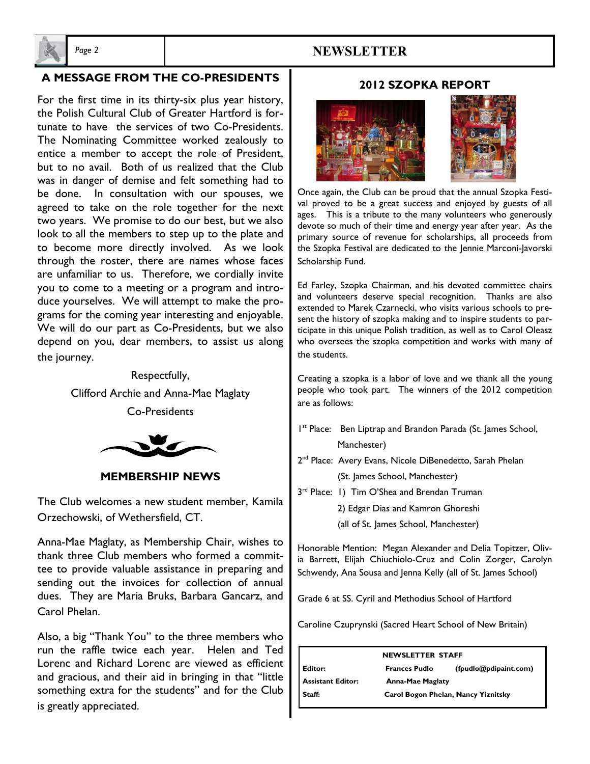## A MESSAGE FROM THE CO-PRESIDENTS

For the first time in its thirty-six plus year history, the Polish Cultural Club of Greater Hartford is fortunate to have the services of two Co-Presidents. The Nominating Committee worked zealously to entice a member to accept the role of President, but to no avail. Both of us realized that the Club was in danger of demise and felt something had to be done. In consultation with our spouses, we agreed to take on the role together for the next two years. We promise to do our best, but we also look to all the members to step up to the plate and to become more directly involved. As we look through the roster, there are names whose faces are unfamiliar to us. Therefore, we cordially invite you to come to a meeting or a program and introduce yourselves. We will attempt to make the programs for the coming year interesting and enjoyable. We will do our part as Co-Presidents, but we also depend on you, dear members, to assist us along the journey.

Respectfully,

Clifford Archie and Anna-Mae Maglaty

Co-Presidents

## MEMBERSHIP NEWS

The Club welcomes a new student member, Kamila Orzechowski, of Wethersfield, CT.

Anna-Mae Maglaty, as Membership Chair, wishes to thank three Club members who formed a committee to provide valuable assistance in preparing and sending out the invoices for collection of annual dues. They are Maria Bruks, Barbara Gancarz, and Carol Phelan.

Also, a big "Thank You" to the three members who run the raffle twice each year. Helen and Ted Lorenc and Richard Lorenc are viewed as efficient and gracious, and their aid in bringing in that "little something extra for the students" and for the Club is greatly appreciated.

## 2012 SZOPKA REPORT

Once again, the Club can be proud that the annual Szopka Festival proved to be a great success and enjoyed by guests of all ages. This is a tribute to the many volunteers who generously devote so much of their time and energy year after year. As the primary source of revenue for scholarships, all proceeds from the Szopka Festival are dedicated to the Jennie Marconi-Javorski Scholarship Fund.

Ed Farley, Szopka Chairman, and his devoted committee chairs and volunteers deserve special recognition. Thanks are also extended to Marek Czarnecki, who visits various schools to present the history of szopka making and to inspire students to participate in this unique Polish tradition, as well as to Carol Oleasz who oversees the szopka competition and works with many of the students.

Creating a szopka is a labor of love and we thank all the young people who took part. The winners of the 2012 competition are as follows:

1st Place: Ben Liptrap and Brandon Parada (St. James School, Manchester)

2nd Place: Avery Evans, Nicole DiBenedetto, Sarah Phelan (St. James School, Manchester)

3rd Place: 1) Tim O'Shea and Brendan Truman
2) Edgar Dias and Kamron Ghoreshi
(all of St. James School, Manchester)

Honorable Mention: Megan Alexander and Delia Topitzer, Olivia Barrett, Elijah Chiuchiolo-Cruz and Colin Zorger, Carolyn Schwendy, Ana Sousa and Jenna Kelly (all of St. James School)

Grade 6 at SS. Cyril and Methodius School of Hartford

Caroline Czuprynski (Sacred Heart School of New Britain)

| NEWSLETTER STAFF | | |
|---|---|---|
| **Editor:** | **Frances Pudlo** | **(fpudlo@pdipaint.com)** |
| **Assistant Editor:** | **Anna-Mae Maglaty** | |
| **Staff:** | **Carol Bogon Phelan, Nancy Yiznitsky** | |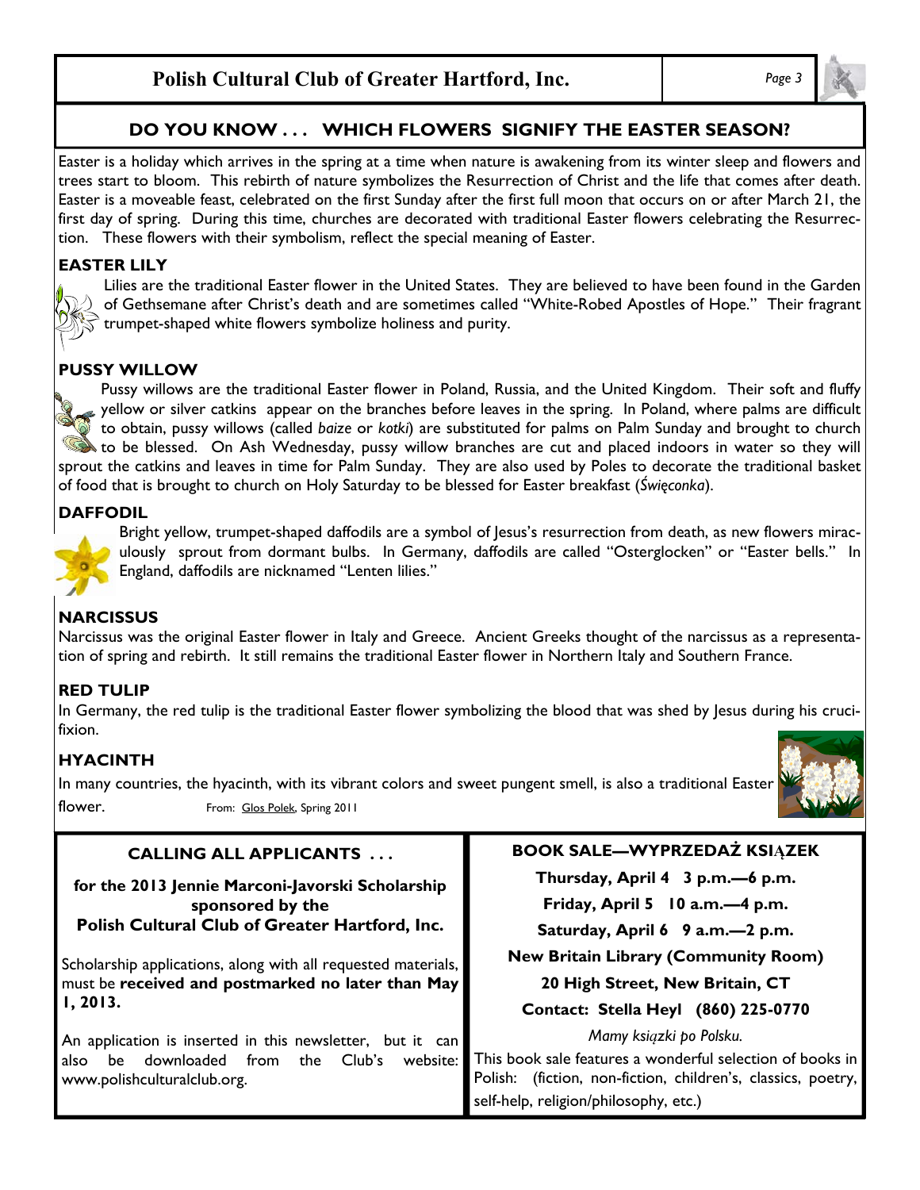## DO YOU KNOW . . . WHICH FLOWERS SIGNIFY THE EASTER SEASON?

Easter is a holiday which arrives in the spring at a time when nature is awakening from its winter sleep and flowers and trees start to bloom. This rebirth of nature symbolizes the Resurrection of Christ and the life that comes after death. Easter is a moveable feast, celebrated on the first Sunday after the first full moon that occurs on or after March 21, the first day of spring. During this time, churches are decorated with traditional Easter flowers celebrating the Resurrection. These flowers with their symbolism, reflect the special meaning of Easter.

### EASTER LILY

Lilies are the traditional Easter flower in the United States. They are believed to have been found in the Garden of Gethsemane after Christ's death and are sometimes called "White-Robed Apostles of Hope." Their fragrant trumpet-shaped white flowers symbolize holiness and purity.

### PUSSY WILLOW

Pussy willows are the traditional Easter flower in Poland, Russia, and the United Kingdom. Their soft and fluffy yellow or silver catkins appear on the branches before leaves in the spring. In Poland, where palms are difficult to obtain, pussy willows (called *baize* or *kotki*) are substituted for palms on Palm Sunday and brought to church to be blessed. On Ash Wednesday, pussy willow branches are cut and placed indoors in water so they will sprout the catkins and leaves in time for Palm Sunday. They are also used by Poles to decorate the traditional basket of food that is brought to church on Holy Saturday to be blessed for Easter breakfast (*Święconka*).

### DAFFODIL

Bright yellow, trumpet-shaped daffodils are a symbol of Jesus's resurrection from death, as new flowers miraculously sprout from dormant bulbs. In Germany, daffodils are called "Osterglocken" or "Easter bells." In England, daffodils are nicknamed "Lenten lilies."

### NARCISSUS

Narcissus was the original Easter flower in Italy and Greece. Ancient Greeks thought of the narcissus as a representation of spring and rebirth. It still remains the traditional Easter flower in Northern Italy and Southern France.

### RED TULIP

In Germany, the red tulip is the traditional Easter flower symbolizing the blood that was shed by Jesus during his crucifixion.

### HYACINTH

In many countries, the hyacinth, with its vibrant colors and sweet pungent smell, is also a traditional Easter flower.

From: Glos Polek, Spring 2011

---

### CALLING ALL APPLICANTS . . .

**for the 2013 Jennie Marconi-Javorski Scholarship sponsored by the Polish Cultural Club of Greater Hartford, Inc.**

Scholarship applications, along with all requested materials, must be **received and postmarked no later than May 1, 2013.**

An application is inserted in this newsletter, but it can also be downloaded from the Club's website: www.polishculturalclub.org.

---

### BOOK SALE—WYPRZEDAŻ KSIĄZEK

**Thursday, April 4 3 p.m.—6 p.m.**

**Friday, April 5 10 a.m.—4 p.m.**

**Saturday, April 6 9 a.m.—2 p.m.**

**New Britain Library (Community Room)**

**20 High Street, New Britain, CT**

**Contact: Stella Heyl (860) 225-0770**

*Mamy ksiązki po Polsku.*

This book sale features a wonderful selection of books in Polish: (fiction, non-fiction, children's, classics, poetry, self-help, religion/philosophy, etc.)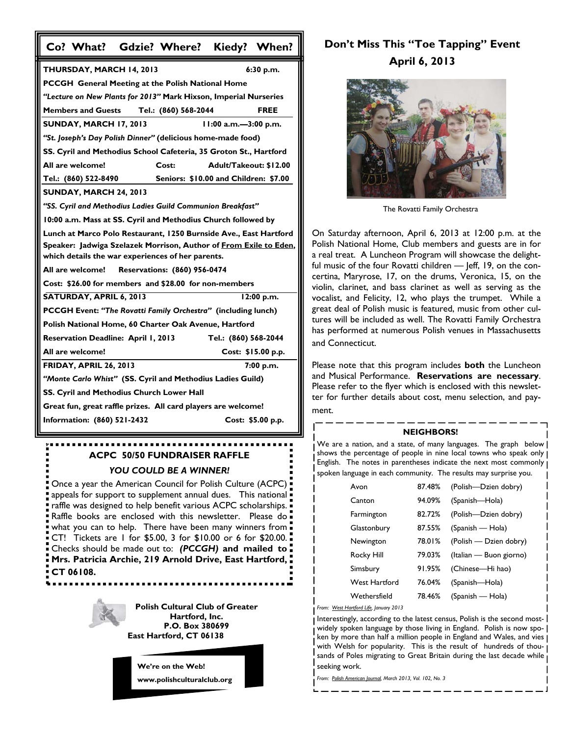## Co? What? Gdzie? Where? Kiedy? When?

**THURSDAY, MARCH 14, 2013** — **6:30 p.m.**

**PCCGH General Meeting at the Polish National Home**

***"Lecture on New Plants for 2013"* Mark Hixson, Imperial Nurseries**

**Members and Guests — Tel.: (860) 568-2044 — FREE**

**SUNDAY, MARCH 17, 2013** — **11:00 a.m.—3:00 p.m.**

***"St. Joseph's Day Polish Dinner"* (delicious home-made food)**

**SS. Cyril and Methodius School Cafeteria, 35 Groton St., Hartford**

**All are welcome! — Cost: Adult/Takeout: $12.00**

**Tel.: (860) 522-8490 — Seniors: $10.00 and Children: $7.00**

**SUNDAY, MARCH 24, 2013**

***"SS. Cyril and Methodius Ladies Guild Communion Breakfast"***

**10:00 a.m. Mass at SS. Cyril and Methodius Church followed by**

**Lunch at Marco Polo Restaurant, 1250 Burnside Ave., East Hartford**

**Speaker: Jadwiga Szelazek Morrison, Author of From Exile to Eden, which details the war experiences of her parents.**

**All are welcome! — Reservations: (860) 956-0474**

**Cost: $26.00 for members and $28.00 for non-members**

**SATURDAY, APRIL 6, 2013** — **12:00 p.m.**

**PCCGH Event: *"The Rovatti Family Orchestra"* (including lunch)**

**Polish National Home, 60 Charter Oak Avenue, Hartford**

**Reservation Deadline: April 1, 2013 — Tel.: (860) 568-2044**

**All are welcome! — Cost: $15.00 p.p.**

**FRIDAY, APRIL 26, 2013** — **7:00 p.m.**

***"Monte Carlo Whist"* (SS. Cyril and Methodius Ladies Guild)**

**SS. Cyril and Methodius Church Lower Hall**

**Great fun, great raffle prizes. All card players are welcome!**

**Information: (860) 521-2432 — Cost: $5.00 p.p.**

### ACPC 50/50 FUNDRAISER RAFFLE

***YOU COULD BE A WINNER!***

Once a year the American Council for Polish Culture (ACPC) appeals for support to supplement annual dues. This national raffle was designed to help benefit various ACPC scholarships. Raffle books are enclosed with this newsletter. Please do what you can to help. There have been many winners from CT! Tickets are 1 for $5.00, 3 for $10.00 or 6 for $20.00. Checks should be made out to: ***(PCCGH)* and mailed to Mrs. Patricia Archie, 219 Arnold Drive, East Hartford, CT 06108.**

**Polish Cultural Club of Greater Hartford, Inc.**
**P.O. Box 380699**
**East Hartford, CT 06138**

**We're on the Web!**
**www.polishculturalclub.org**

## Don't Miss This "Toe Tapping" Event
## April 6, 2013

The Rovatti Family Orchestra

On Saturday afternoon, April 6, 2013 at 12:00 p.m. at the Polish National Home, Club members and guests are in for a real treat. A Luncheon Program will showcase the delightful music of the four Rovatti children — Jeff, 19, on the concertina, Maryrose, 17, on the drums, Veronica, 15, on the violin, clarinet, and bass clarinet as well as serving as the vocalist, and Felicity, 12, who plays the trumpet. While a great deal of Polish music is featured, music from other cultures will be included as well. The Rovatti Family Orchestra has performed at numerous Polish venues in Massachusetts and Connecticut.

Please note that this program includes **both** the Luncheon and Musical Performance. **Reservations are necessary**. Please refer to the flyer which is enclosed with this newsletter for further details about cost, menu selection, and payment.

### NEIGHBORS!

We are a nation, and a state, of many languages. The graph below shows the percentage of people in nine local towns who speak only English. The notes in parentheses indicate the next most commonly spoken language in each community. The results may surprise you.

| | | |
|---|---|---|
| Avon | 87.48% | (Polish—Dzien dobry) |
| Canton | 94.09% | (Spanish—Hola) |
| Farmington | 82.72% | (Polish—Dzien dobry) |
| Glastonbury | 87.55% | (Spanish — Hola) |
| Newington | 78.01% | (Polish — Dzien dobry) |
| Rocky Hill | 79.03% | (Italian — Buon giorno) |
| Simsbury | 91.95% | (Chinese—Hi hao) |
| West Hartford | 76.04% | (Spanish—Hola) |
| Wethersfield | 78.46% | (Spanish — Hola) |

*From: West Hartford Life, January 2013*

Interestingly, according to the latest census, Polish is the second most-widely spoken language by those living in England. Polish is now spoken by more than half a million people in England and Wales, and vies with Welsh for popularity. This is the result of hundreds of thousands of Poles migrating to Great Britain during the last decade while seeking work.

*From: Polish American Journal, March 2013, Vol. 102, No. 3*